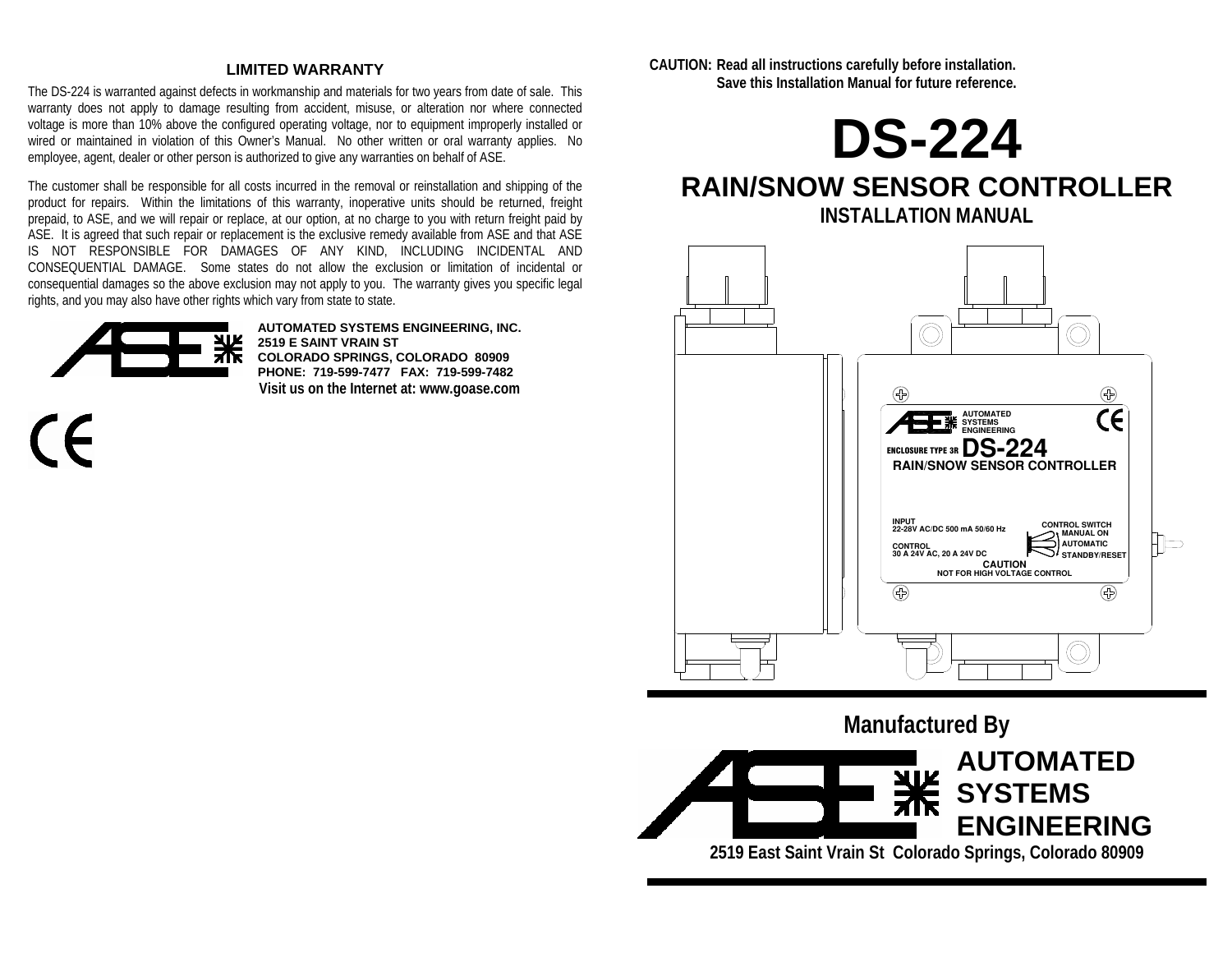## LIMITED WARRANTY

The DS-224 is warranted against defects in workmanship and materials for two years from date of sale. This warranty does not apply to damage resulting from accident, misuse, or alteration nor where connected voltage is more than 10% above the configured operating voltage, nor to equipment improperly installed or wired or maintained in violation of this Owner's Manual. No other written or oral warranty applies. No employee, agent, dealer or other person is authorized to give any warranties on behalf of ASE.

The customer shall be responsible for all costs incurred in the removal or reinstallation and shipping of the product for repairs. Within the limitations of this warranty, inoperative units should be returned, freight prepaid, to ASE, and we will repair or replace, at our option, at no charge to you with return freight paid by ASE. It is agreed that such repair or replacement is the exclusive remedy available from ASE and that ASE IS NOT RESPONSIBLE FOR DAMAGES OF ANY KIND, INCLUDING INCIDENTAL AND CONSEQUENTIAL DAMAGE. Some states do not allow the exclusion or limitation of incidental or consequential damages so the above exclusion may not apply to you. The warranty gives you specific legal rights, and you may also have other rights which vary from state to state.

**AUTOMATED SYSTEMS ENGINEERING, INC.**
**2519 E SAINT VRAIN ST**
**COLORADO SPRINGS, COLORADO 80909**
**PHONE: 719-599-7477 FAX: 719-599-7482**
**Visit us on the Internet at: www.goase.com**

CE

**CAUTION: Read all instructions carefully before installation.**
**Save this Installation Manual for future reference.**

# DS-224

## RAIN/SNOW SENSOR CONTROLLER

### INSTALLATION MANUAL

AUTOMATED SYSTEMS ENGINEERING

ENCLOSURE TYPE 3R **DS-224**
RAIN/SNOW SENSOR CONTROLLER

INPUT
22-28V AC/DC 500 mA 50/60 Hz

CONTROL
30 A 24V AC, 20 A 24V DC

CONTROL SWITCH
MANUAL ON
AUTOMATIC
STANDBY/RESET

CAUTION
NOT FOR HIGH VOLTAGE CONTROL

**Manufactured By**

**AUTOMATED SYSTEMS ENGINEERING**

**2519 East Saint Vrain St Colorado Springs, Colorado 80909**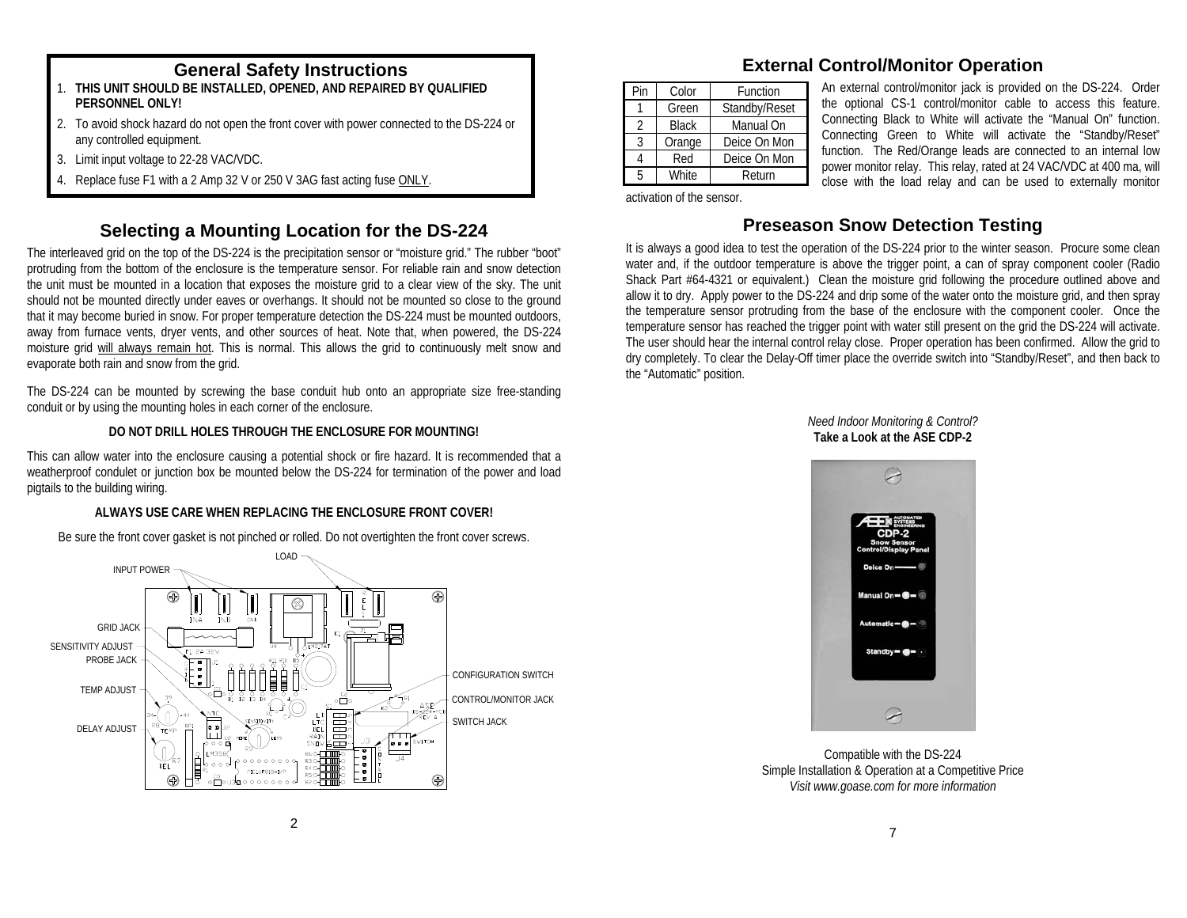## General Safety Instructions

1. **THIS UNIT SHOULD BE INSTALLED, OPENED, AND REPAIRED BY QUALIFIED PERSONNEL ONLY!**
2. To avoid shock hazard do not open the front cover with power connected to the DS-224 or any controlled equipment.
3. Limit input voltage to 22-28 VAC/VDC.
4. Replace fuse F1 with a 2 Amp 32 V or 250 V 3AG fast acting fuse ONLY.

## Selecting a Mounting Location for the DS-224

The interleaved grid on the top of the DS-224 is the precipitation sensor or "moisture grid." The rubber "boot" protruding from the bottom of the enclosure is the temperature sensor. For reliable rain and snow detection the unit must be mounted in a location that exposes the moisture grid to a clear view of the sky. The unit should not be mounted directly under eaves or overhangs. It should not be mounted so close to the ground that it may become buried in snow. For proper temperature detection the DS-224 must be mounted outdoors, away from furnace vents, dryer vents, and other sources of heat. Note that, when powered, the DS-224 moisture grid will always remain hot. This is normal. This allows the grid to continuously melt snow and evaporate both rain and snow from the grid.

The DS-224 can be mounted by screwing the base conduit hub onto an appropriate size free-standing conduit or by using the mounting holes in each corner of the enclosure.

**DO NOT DRILL HOLES THROUGH THE ENCLOSURE FOR MOUNTING!**

This can allow water into the enclosure causing a potential shock or fire hazard. It is recommended that a weatherproof condulet or junction box be mounted below the DS-224 for termination of the power and load pigtails to the building wiring.

**ALWAYS USE CARE WHEN REPLACING THE ENCLOSURE FRONT COVER!**

Be sure the front cover gasket is not pinched or rolled. Do not overtighten the front cover screws.

INPUT POWER
LOAD
GRID JACK
SENSITIVITY ADJUST
PROBE JACK
TEMP ADJUST
DELAY ADJUST
CONFIGURATION SWITCH
CONTROL/MONITOR JACK
SWITCH JACK

## External Control/Monitor Operation

| Pin | Color | Function |
|---|---|---|
| 1 | Green | Standby/Reset |
| 2 | Black | Manual On |
| 3 | Orange | Deice On Mon |
| 4 | Red | Deice On Mon |
| 5 | White | Return |

An external control/monitor jack is provided on the DS-224. Order the optional CS-1 control/monitor cable to access this feature. Connecting Black to White will activate the "Manual On" function. Connecting Green to White will activate the "Standby/Reset" function. The Red/Orange leads are connected to an internal low power monitor relay. This relay, rated at 24 VAC/VDC at 400 ma, will close with the load relay and can be used to externally monitor activation of the sensor.

## Preseason Snow Detection Testing

It is always a good idea to test the operation of the DS-224 prior to the winter season. Procure some clean water and, if the outdoor temperature is above the trigger point, a can of spray component cooler (Radio Shack Part #64-4321 or equivalent.) Clean the moisture grid following the procedure outlined above and allow it to dry. Apply power to the DS-224 and drip some of the water onto the moisture grid, and then spray the temperature sensor protruding from the base of the enclosure with the component cooler. Once the temperature sensor has reached the trigger point with water still present on the grid the DS-224 will activate. The user should hear the internal control relay close. Proper operation has been confirmed. Allow the grid to dry completely. To clear the Delay-Off timer place the override switch into "Standby/Reset", and then back to the "Automatic" position.

*Need Indoor Monitoring & Control?*
**Take a Look at the ASE CDP-2**

Compatible with the DS-224
Simple Installation & Operation at a Competitive Price
*Visit www.goase.com for more information*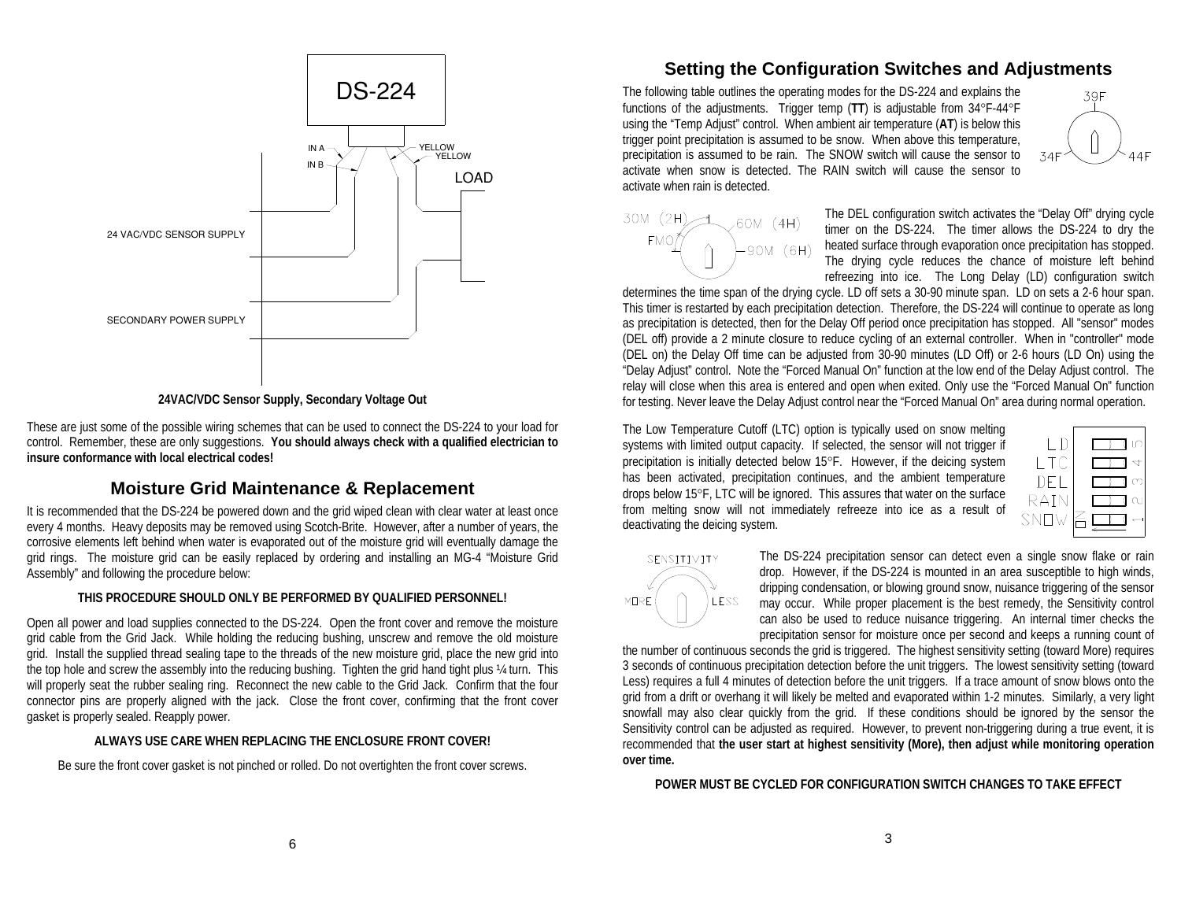DS-224

IN A
IN B
YELLOW
YELLOW
LOAD

24 VAC/VDC SENSOR SUPPLY

SECONDARY POWER SUPPLY

**24VAC/VDC Sensor Supply, Secondary Voltage Out**

These are just some of the possible wiring schemes that can be used to connect the DS-224 to your load for control. Remember, these are only suggestions. **You should always check with a qualified electrician to insure conformance with local electrical codes!**

## Moisture Grid Maintenance & Replacement

It is recommended that the DS-224 be powered down and the grid wiped clean with clear water at least once every 4 months. Heavy deposits may be removed using Scotch-Brite. However, after a number of years, the corrosive elements left behind when water is evaporated out of the moisture grid will eventually damage the grid rings. The moisture grid can be easily replaced by ordering and installing an MG-4 "Moisture Grid Assembly" and following the procedure below:

**THIS PROCEDURE SHOULD ONLY BE PERFORMED BY QUALIFIED PERSONNEL!**

Open all power and load supplies connected to the DS-224. Open the front cover and remove the moisture grid cable from the Grid Jack. While holding the reducing bushing, unscrew and remove the old moisture grid. Install the supplied thread sealing tape to the threads of the new moisture grid, place the new grid into the top hole and screw the assembly into the reducing bushing. Tighten the grid hand tight plus ¼ turn. This will properly seat the rubber sealing ring. Reconnect the new cable to the Grid Jack. Confirm that the four connector pins are properly aligned with the jack. Close the front cover, confirming that the front cover gasket is properly sealed. Reapply power.

**ALWAYS USE CARE WHEN REPLACING THE ENCLOSURE FRONT COVER!**

Be sure the front cover gasket is not pinched or rolled. Do not overtighten the front cover screws.

## Setting the Configuration Switches and Adjustments

The following table outlines the operating modes for the DS-224 and explains the functions of the adjustments. Trigger temp (**TT**) is adjustable from 34°F-44°F using the "Temp Adjust" control. When ambient air temperature (**AT**) is below this trigger point precipitation is assumed to be snow. When above this temperature, precipitation is assumed to be rain. The SNOW switch will cause the sensor to activate when snow is detected. The RAIN switch will cause the sensor to activate when rain is detected.

39F
34F 44F

30M (2H) 60M (4H)
FMO 90M (6H)

The DEL configuration switch activates the "Delay Off" drying cycle timer on the DS-224. The timer allows the DS-224 to dry the heated surface through evaporation once precipitation has stopped. The drying cycle reduces the chance of moisture left behind refreezing into ice. The Long Delay (LD) configuration switch determines the time span of the drying cycle. LD off sets a 30-90 minute span. LD on sets a 2-6 hour span. This timer is restarted by each precipitation detection. Therefore, the DS-224 will continue to operate as long as precipitation is detected, then for the Delay Off period once precipitation has stopped. All "sensor" modes (DEL off) provide a 2 minute closure to reduce cycling of an external controller. When in "controller" mode (DEL on) the Delay Off time can be adjusted from 30-90 minutes (LD Off) or 2-6 hours (LD On) using the "Delay Adjust" control. Note the "Forced Manual On" function at the low end of the Delay Adjust control. The relay will close when this area is entered and open when exited. Only use the "Forced Manual On" function for testing. Never leave the Delay Adjust control near the "Forced Manual On" area during normal operation.

The Low Temperature Cutoff (LTC) option is typically used on snow melting systems with limited output capacity. If selected, the sensor will not trigger if precipitation is initially detected below 15°F. However, if the deicing system has been activated, precipitation continues, and the ambient temperature drops below 15°F, LTC will be ignored. This assures that water on the surface from melting snow will not immediately refreeze into ice as a result of deactivating the deicing system.

LD 5
LTC 4
DEL 3
RAIN 2
SNOW 1
ON

SENSITIVITY
MORE LESS

The DS-224 precipitation sensor can detect even a single snow flake or rain drop. However, if the DS-224 is mounted in an area susceptible to high winds, dripping condensation, or blowing ground snow, nuisance triggering of the sensor may occur. While proper placement is the best remedy, the Sensitivity control can also be used to reduce nuisance triggering. An internal timer checks the precipitation sensor for moisture once per second and keeps a running count of the number of continuous seconds the grid is triggered. The highest sensitivity setting (toward More) requires 3 seconds of continuous precipitation detection before the unit triggers. The lowest sensitivity setting (toward Less) requires a full 4 minutes of detection before the unit triggers. If a trace amount of snow blows onto the grid from a drift or overhang it will likely be melted and evaporated within 1-2 minutes. Similarly, a very light snowfall may also clear quickly from the grid. If these conditions should be ignored by the sensor the Sensitivity control can be adjusted as required. However, to prevent non-triggering during a true event, it is recommended that **the user start at highest sensitivity (More), then adjust while monitoring operation over time.**

**POWER MUST BE CYCLED FOR CONFIGURATION SWITCH CHANGES TO TAKE EFFECT**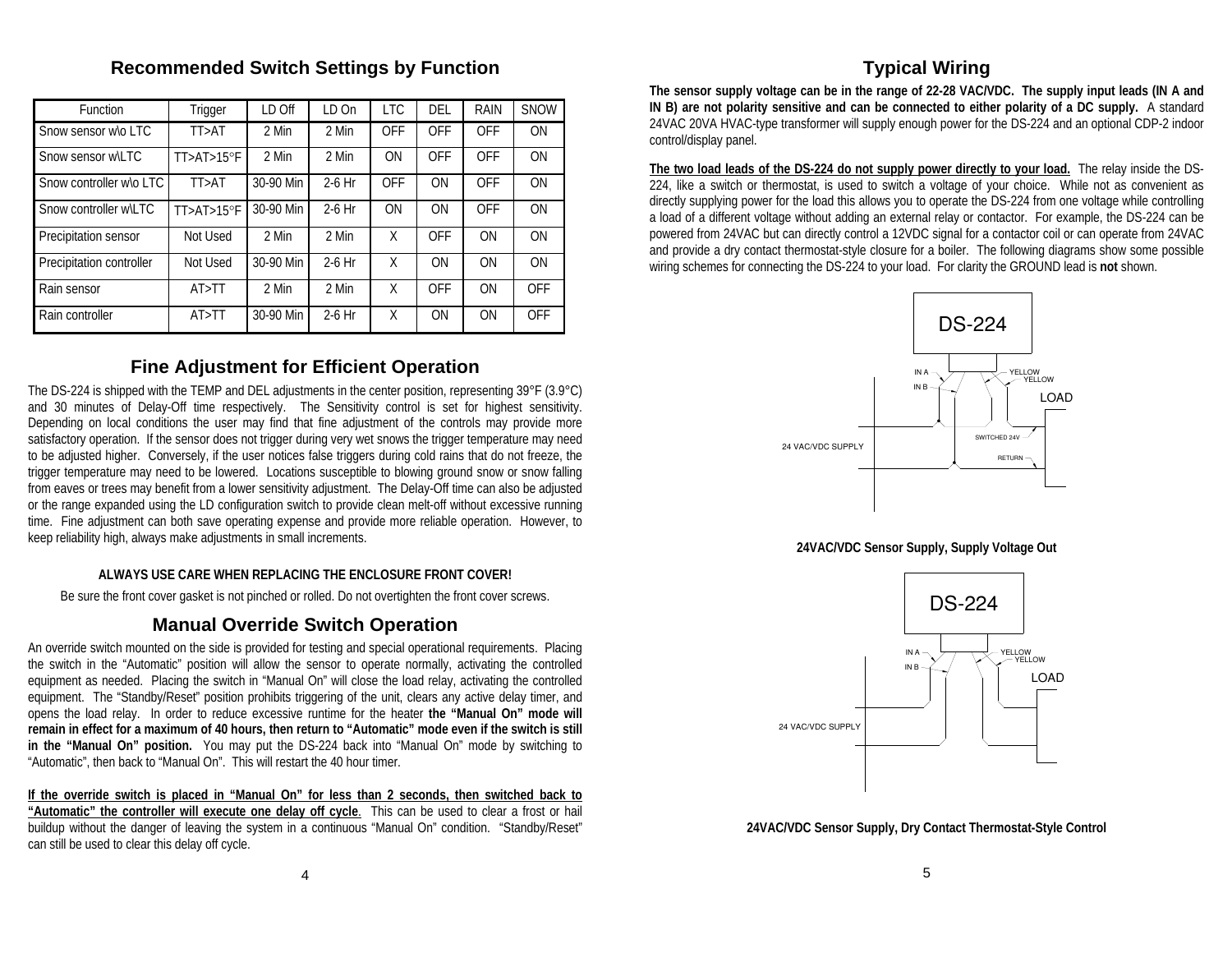## Recommended Switch Settings by Function

| Function | Trigger | LD Off | LD On | LTC | DEL | RAIN | SNOW |
|---|---|---|---|---|---|---|---|
| Snow sensor w\o LTC | TT>AT | 2 Min | 2 Min | OFF | OFF | OFF | ON |
| Snow sensor w\LTC | TT>AT>15°F | 2 Min | 2 Min | ON | OFF | OFF | ON |
| Snow controller w\o LTC | TT>AT | 30-90 Min | 2-6 Hr | OFF | ON | OFF | ON |
| Snow controller w\LTC | TT>AT>15°F | 30-90 Min | 2-6 Hr | ON | ON | OFF | ON |
| Precipitation sensor | Not Used | 2 Min | 2 Min | X | OFF | ON | ON |
| Precipitation controller | Not Used | 30-90 Min | 2-6 Hr | X | ON | ON | ON |
| Rain sensor | AT>TT | 2 Min | 2 Min | X | OFF | ON | OFF |
| Rain controller | AT>TT | 30-90 Min | 2-6 Hr | X | ON | ON | OFF |

## Fine Adjustment for Efficient Operation

The DS-224 is shipped with the TEMP and DEL adjustments in the center position, representing 39°F (3.9°C) and 30 minutes of Delay-Off time respectively. The Sensitivity control is set for highest sensitivity. Depending on local conditions the user may find that fine adjustment of the controls may provide more satisfactory operation. If the sensor does not trigger during very wet snows the trigger temperature may need to be adjusted higher. Conversely, if the user notices false triggers during cold rains that do not freeze, the trigger temperature may need to be lowered. Locations susceptible to blowing ground snow or snow falling from eaves or trees may benefit from a lower sensitivity adjustment. The Delay-Off time can also be adjusted or the range expanded using the LD configuration switch to provide clean melt-off without excessive running time. Fine adjustment can both save operating expense and provide more reliable operation. However, to keep reliability high, always make adjustments in small increments.

**ALWAYS USE CARE WHEN REPLACING THE ENCLOSURE FRONT COVER!**

Be sure the front cover gasket is not pinched or rolled. Do not overtighten the front cover screws.

## Manual Override Switch Operation

An override switch mounted on the side is provided for testing and special operational requirements. Placing the switch in the "Automatic" position will allow the sensor to operate normally, activating the controlled equipment as needed. Placing the switch in "Manual On" will close the load relay, activating the controlled equipment. The "Standby/Reset" position prohibits triggering of the unit, clears any active delay timer, and opens the load relay. In order to reduce excessive runtime for the heater **the "Manual On" mode will remain in effect for a maximum of 40 hours, then return to "Automatic" mode even if the switch is still in the "Manual On" position.** You may put the DS-224 back into "Manual On" mode by switching to "Automatic", then back to "Manual On". This will restart the 40 hour timer.

**If the override switch is placed in "Manual On" for less than 2 seconds, then switched back to "Automatic" the controller will execute one delay off cycle**. This can be used to clear a frost or hail buildup without the danger of leaving the system in a continuous "Manual On" condition. "Standby/Reset" can still be used to clear this delay off cycle.

## Typical Wiring

**The sensor supply voltage can be in the range of 22-28 VAC/VDC. The supply input leads (IN A and IN B) are not polarity sensitive and can be connected to either polarity of a DC supply.** A standard 24VAC 20VA HVAC-type transformer will supply enough power for the DS-224 and an optional CDP-2 indoor control/display panel.

**The two load leads of the DS-224 do not supply power directly to your load.** The relay inside the DS-224, like a switch or thermostat, is used to switch a voltage of your choice. While not as convenient as directly supplying power for the load this allows you to operate the DS-224 from one voltage while controlling a load of a different voltage without adding an external relay or contactor. For example, the DS-224 can be powered from 24VAC but can directly control a 12VDC signal for a contactor coil or can operate from 24VAC and provide a dry contact thermostat-style closure for a boiler. The following diagrams show some possible wiring schemes for connecting the DS-224 to your load. For clarity the GROUND lead is **not** shown.

DS-224
IN A
IN B
YELLOW
YELLOW
LOAD
SWITCHED 24V
RETURN
24 VAC/VDC SUPPLY

**24VAC/VDC Sensor Supply, Supply Voltage Out**

DS-224
IN A
IN B
YELLOW
YELLOW
LOAD
24 VAC/VDC SUPPLY

**24VAC/VDC Sensor Supply, Dry Contact Thermostat-Style Control**